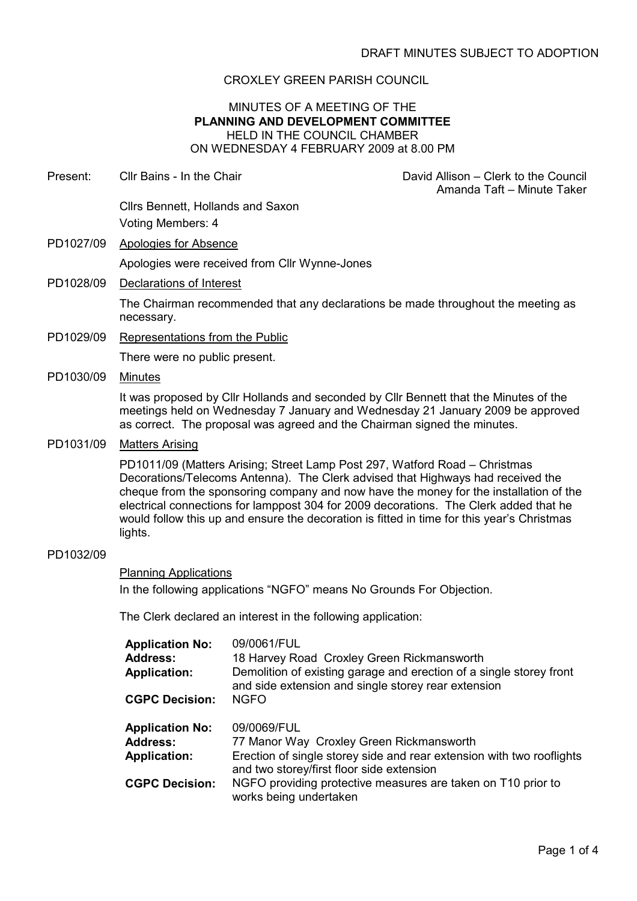DRAFT MINUTES SUBJECT TO ADOPTION

CROXLEY GREEN PARISH COUNCIL

MINUTES OF A MEETING OF THE
**PLANNING AND DEVELOPMENT COMMITTEE**
HELD IN THE COUNCIL CHAMBER
ON WEDNESDAY 4 FEBRUARY 2009 at 8.00 PM

Present: Cllr Bains - In the Chair

David Allison – Clerk to the Council
Amanda Taft – Minute Taker

Cllrs Bennett, Hollands and Saxon

Voting Members: 4

PD1027/09 Apologies for Absence

Apologies were received from Cllr Wynne-Jones

PD1028/09 Declarations of Interest

The Chairman recommended that any declarations be made throughout the meeting as necessary.

PD1029/09 Representations from the Public

There were no public present.

PD1030/09 Minutes

It was proposed by Cllr Hollands and seconded by Cllr Bennett that the Minutes of the meetings held on Wednesday 7 January and Wednesday 21 January 2009 be approved as correct. The proposal was agreed and the Chairman signed the minutes.

PD1031/09 Matters Arising

PD1011/09 (Matters Arising; Street Lamp Post 297, Watford Road – Christmas Decorations/Telecoms Antenna). The Clerk advised that Highways had received the cheque from the sponsoring company and now have the money for the installation of the electrical connections for lamppost 304 for 2009 decorations. The Clerk added that he would follow this up and ensure the decoration is fitted in time for this year's Christmas lights.

PD1032/09

Planning Applications

In the following applications "NGFO" means No Grounds For Objection.

The Clerk declared an interest in the following application:

**Application No:** 09/0061/FUL
**Address:** 18 Harvey Road Croxley Green Rickmansworth
**Application:** Demolition of existing garage and erection of a single storey front and side extension and single storey rear extension
**CGPC Decision:** NGFO

**Application No:** 09/0069/FUL
**Address:** 77 Manor Way Croxley Green Rickmansworth
**Application:** Erection of single storey side and rear extension with two rooflights and two storey/first floor side extension
**CGPC Decision:** NGFO providing protective measures are taken on T10 prior to works being undertaken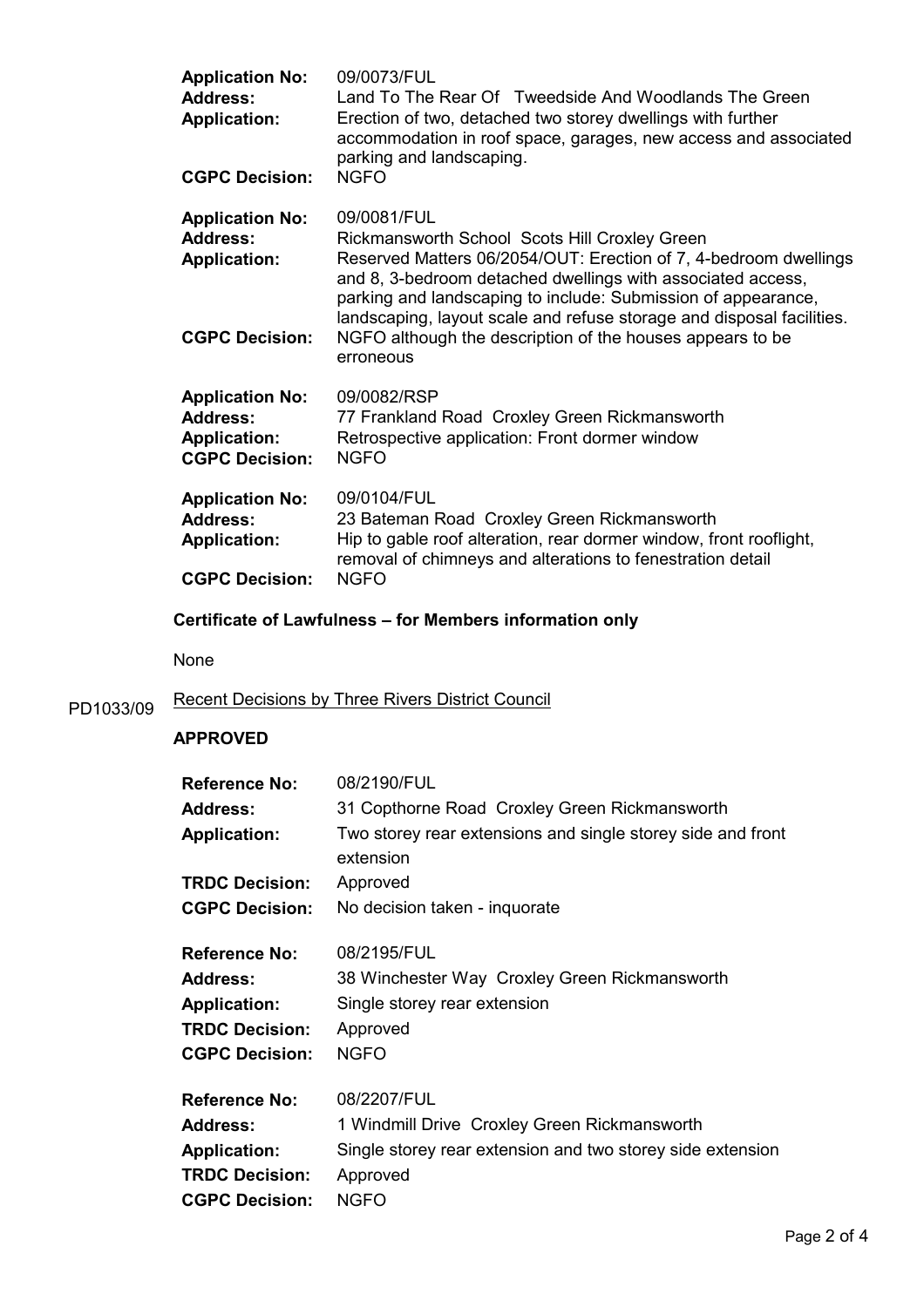**Application No:** 09/0073/FUL
**Address:** Land To The Rear Of Tweedside And Woodlands The Green
**Application:** Erection of two, detached two storey dwellings with further accommodation in roof space, garages, new access and associated parking and landscaping.
**CGPC Decision:** NGFO

**Application No:** 09/0081/FUL
**Address:** Rickmansworth School Scots Hill Croxley Green
**Application:** Reserved Matters 06/2054/OUT: Erection of 7, 4-bedroom dwellings and 8, 3-bedroom detached dwellings with associated access, parking and landscaping to include: Submission of appearance, landscaping, layout scale and refuse storage and disposal facilities.
**CGPC Decision:** NGFO although the description of the houses appears to be erroneous

**Application No:** 09/0082/RSP
**Address:** 77 Frankland Road Croxley Green Rickmansworth
**Application:** Retrospective application: Front dormer window
**CGPC Decision:** NGFO

**Application No:** 09/0104/FUL
**Address:** 23 Bateman Road Croxley Green Rickmansworth
**Application:** Hip to gable roof alteration, rear dormer window, front rooflight, removal of chimneys and alterations to fenestration detail
**CGPC Decision:** NGFO

**Certificate of Lawfulness – for Members information only**

None

PD1033/09 Recent Decisions by Three Rivers District Council

**APPROVED**

**Reference No:** 08/2190/FUL
**Address:** 31 Copthorne Road Croxley Green Rickmansworth
**Application:** Two storey rear extensions and single storey side and front extension
**TRDC Decision:** Approved
**CGPC Decision:** No decision taken - inquorate

**Reference No:** 08/2195/FUL
**Address:** 38 Winchester Way Croxley Green Rickmansworth
**Application:** Single storey rear extension
**TRDC Decision:** Approved
**CGPC Decision:** NGFO

**Reference No:** 08/2207/FUL
**Address:** 1 Windmill Drive Croxley Green Rickmansworth
**Application:** Single storey rear extension and two storey side extension
**TRDC Decision:** Approved
**CGPC Decision:** NGFO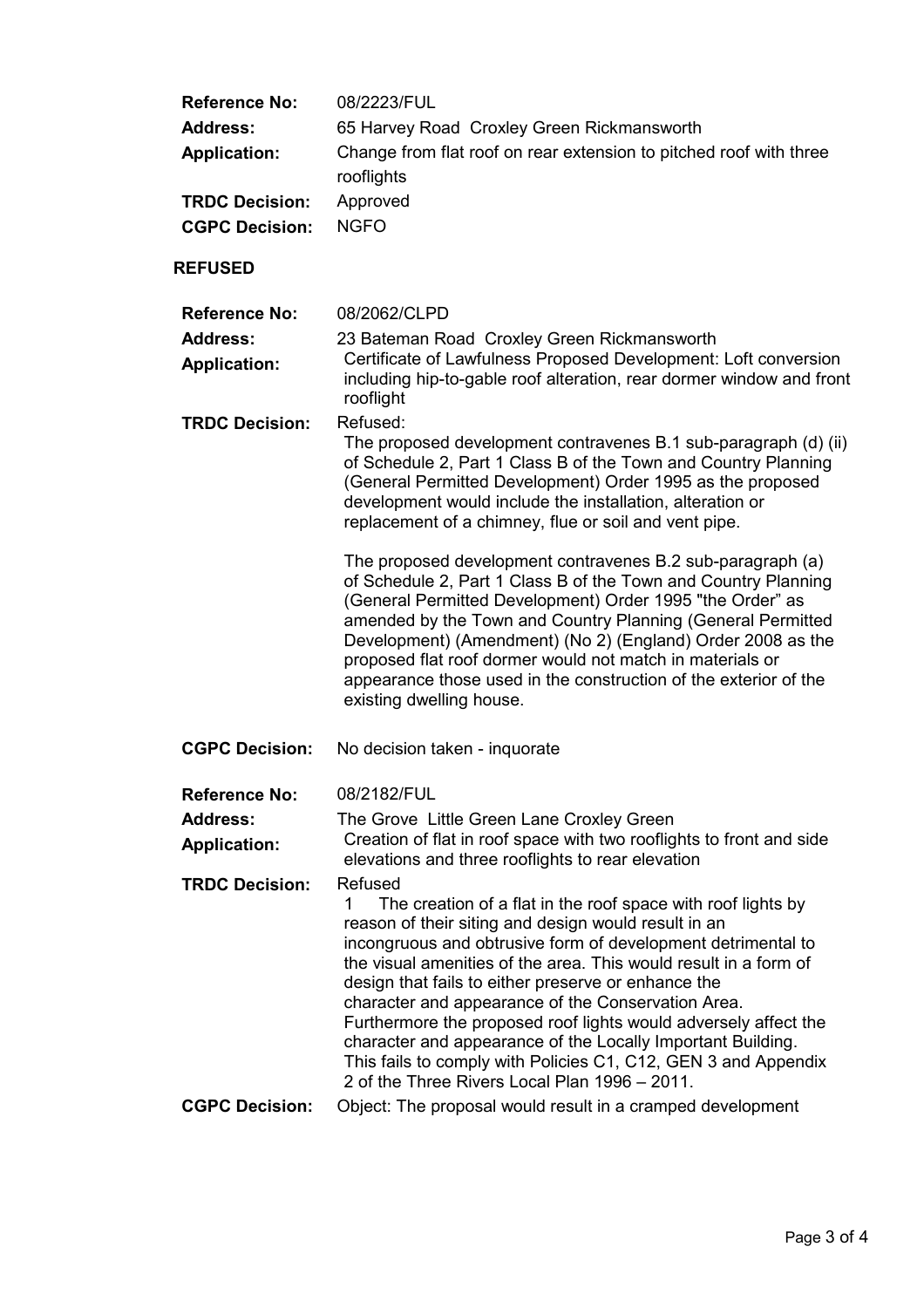**Reference No:** 08/2223/FUL

**Address:** 65 Harvey Road Croxley Green Rickmansworth

**Application:** Change from flat roof on rear extension to pitched roof with three rooflights

**TRDC Decision:** Approved

**CGPC Decision:** NGFO

## REFUSED

**Reference No:** 08/2062/CLPD

**Address:** 23 Bateman Road Croxley Green Rickmansworth

**Application:** Certificate of Lawfulness Proposed Development: Loft conversion including hip-to-gable roof alteration, rear dormer window and front rooflight

**TRDC Decision:** Refused:

The proposed development contravenes B.1 sub-paragraph (d) (ii) of Schedule 2, Part 1 Class B of the Town and Country Planning (General Permitted Development) Order 1995 as the proposed development would include the installation, alteration or replacement of a chimney, flue or soil and vent pipe.

The proposed development contravenes B.2 sub-paragraph (a) of Schedule 2, Part 1 Class B of the Town and Country Planning (General Permitted Development) Order 1995 "the Order" as amended by the Town and Country Planning (General Permitted Development) (Amendment) (No 2) (England) Order 2008 as the proposed flat roof dormer would not match in materials or appearance those used in the construction of the exterior of the existing dwelling house.

**CGPC Decision:** No decision taken - inquorate

**Reference No:** 08/2182/FUL

**Address:** The Grove Little Green Lane Croxley Green

**Application:** Creation of flat in roof space with two rooflights to front and side elevations and three rooflights to rear elevation

**TRDC Decision:** Refused

1 The creation of a flat in the roof space with roof lights by reason of their siting and design would result in an incongruous and obtrusive form of development detrimental to the visual amenities of the area. This would result in a form of design that fails to either preserve or enhance the character and appearance of the Conservation Area. Furthermore the proposed roof lights would adversely affect the character and appearance of the Locally Important Building. This fails to comply with Policies C1, C12, GEN 3 and Appendix 2 of the Three Rivers Local Plan 1996 – 2011.

**CGPC Decision:** Object: The proposal would result in a cramped development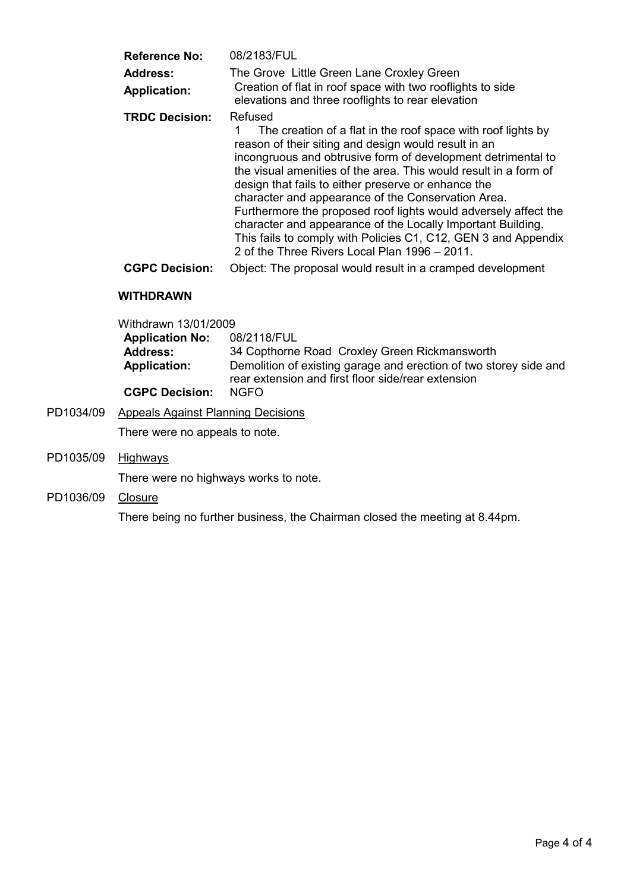| | |
|---|---|
| **Reference No:** | 08/2183/FUL |
| **Address:** | The Grove Little Green Lane Croxley Green |
| **Application:** | Creation of flat in roof space with two rooflights to side elevations and three rooflights to rear elevation |
| **TRDC Decision:** | Refused<br>1 The creation of a flat in the roof space with roof lights by reason of their siting and design would result in an incongruous and obtrusive form of development detrimental to the visual amenities of the area. This would result in a form of design that fails to either preserve or enhance the character and appearance of the Conservation Area. Furthermore the proposed roof lights would adversely affect the character and appearance of the Locally Important Building. This fails to comply with Policies C1, C12, GEN 3 and Appendix 2 of the Three Rivers Local Plan 1996 – 2011. |
| **CGPC Decision:** | Object: The proposal would result in a cramped development |

**WITHDRAWN**

Withdrawn 13/01/2009

| | |
|---|---|
| **Application No:** | 08/2118/FUL |
| **Address:** | 34 Copthorne Road Croxley Green Rickmansworth |
| **Application:** | Demolition of existing garage and erection of two storey side and rear extension and first floor side/rear extension |
| **CGPC Decision:** | NGFO |

PD1034/09 Appeals Against Planning Decisions

There were no appeals to note.

PD1035/09 Highways

There were no highways works to note.

PD1036/09 Closure

There being no further business, the Chairman closed the meeting at 8.44pm.